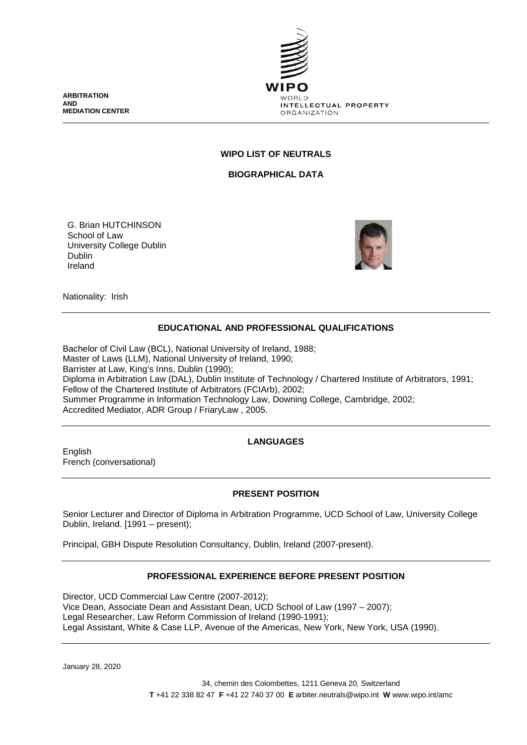**ARBITRATION AND MEDIATION CENTER**

WIPO
WORLD INTELLECTUAL PROPERTY ORGANIZATION

**WIPO LIST OF NEUTRALS**

**BIOGRAPHICAL DATA**

G. Brian HUTCHINSON
School of Law
University College Dublin
Dublin
Ireland

Nationality: Irish

## EDUCATIONAL AND PROFESSIONAL QUALIFICATIONS

Bachelor of Civil Law (BCL), National University of Ireland, 1988;
Master of Laws (LLM), National University of Ireland, 1990;
Barrister at Law, King's Inns, Dublin (1990);
Diploma in Arbitration Law (DAL), Dublin Institute of Technology / Chartered Institute of Arbitrators, 1991;
Fellow of the Chartered Institute of Arbitrators (FCIArb), 2002;
Summer Programme in Information Technology Law, Downing College, Cambridge, 2002;
Accredited Mediator, ADR Group / FriaryLaw , 2005.

## LANGUAGES

English
French (conversational)

## PRESENT POSITION

Senior Lecturer and Director of Diploma in Arbitration Programme, UCD School of Law, University College Dublin, Ireland. [1991 – present);

Principal, GBH Dispute Resolution Consultancy, Dublin, Ireland (2007-present).

## PROFESSIONAL EXPERIENCE BEFORE PRESENT POSITION

Director, UCD Commercial Law Centre (2007-2012);
Vice Dean, Associate Dean and Assistant Dean, UCD School of Law (1997 – 2007);
Legal Researcher, Law Reform Commission of Ireland (1990-1991);
Legal Assistant, White & Case LLP, Avenue of the Americas, New York, New York, USA (1990).

January 28, 2020

34, chemin des Colombettes, 1211 Geneva 20, Switzerland
**T** +41 22 338 82 47 **F** +41 22 740 37 00 **E** arbiter.neutrals@wipo.int **W** www.wipo.int/amc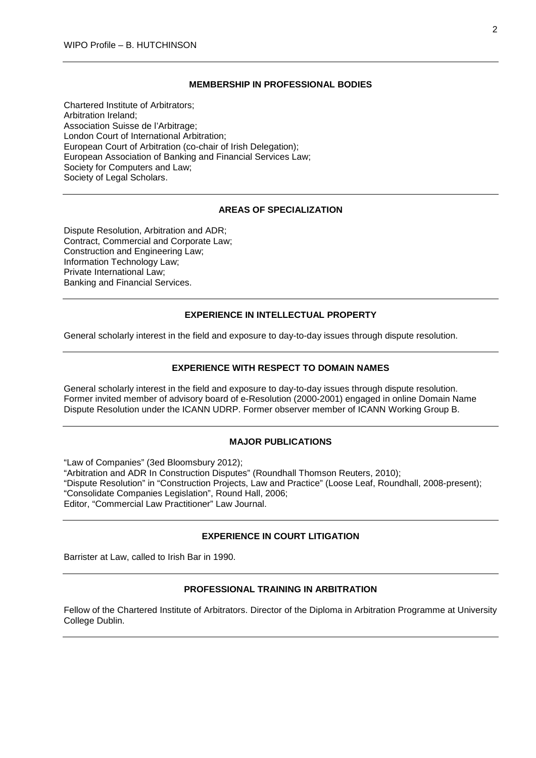## MEMBERSHIP IN PROFESSIONAL BODIES

Chartered Institute of Arbitrators;
Arbitration Ireland;
Association Suisse de l'Arbitrage;
London Court of International Arbitration;
European Court of Arbitration (co-chair of Irish Delegation);
European Association of Banking and Financial Services Law;
Society for Computers and Law;
Society of Legal Scholars.

## AREAS OF SPECIALIZATION

Dispute Resolution, Arbitration and ADR;
Contract, Commercial and Corporate Law;
Construction and Engineering Law;
Information Technology Law;
Private International Law;
Banking and Financial Services.

## EXPERIENCE IN INTELLECTUAL PROPERTY

General scholarly interest in the field and exposure to day-to-day issues through dispute resolution.

## EXPERIENCE WITH RESPECT TO DOMAIN NAMES

General scholarly interest in the field and exposure to day-to-day issues through dispute resolution. Former invited member of advisory board of e-Resolution (2000-2001) engaged in online Domain Name Dispute Resolution under the ICANN UDRP. Former observer member of ICANN Working Group B.

## MAJOR PUBLICATIONS

"Law of Companies" (3ed Bloomsbury 2012);
"Arbitration and ADR In Construction Disputes" (Roundhall Thomson Reuters, 2010);
"Dispute Resolution" in "Construction Projects, Law and Practice" (Loose Leaf, Roundhall, 2008-present);
"Consolidate Companies Legislation", Round Hall, 2006;
Editor, "Commercial Law Practitioner" Law Journal.

## EXPERIENCE IN COURT LITIGATION

Barrister at Law, called to Irish Bar in 1990.

## PROFESSIONAL TRAINING IN ARBITRATION

Fellow of the Chartered Institute of Arbitrators. Director of the Diploma in Arbitration Programme at University College Dublin.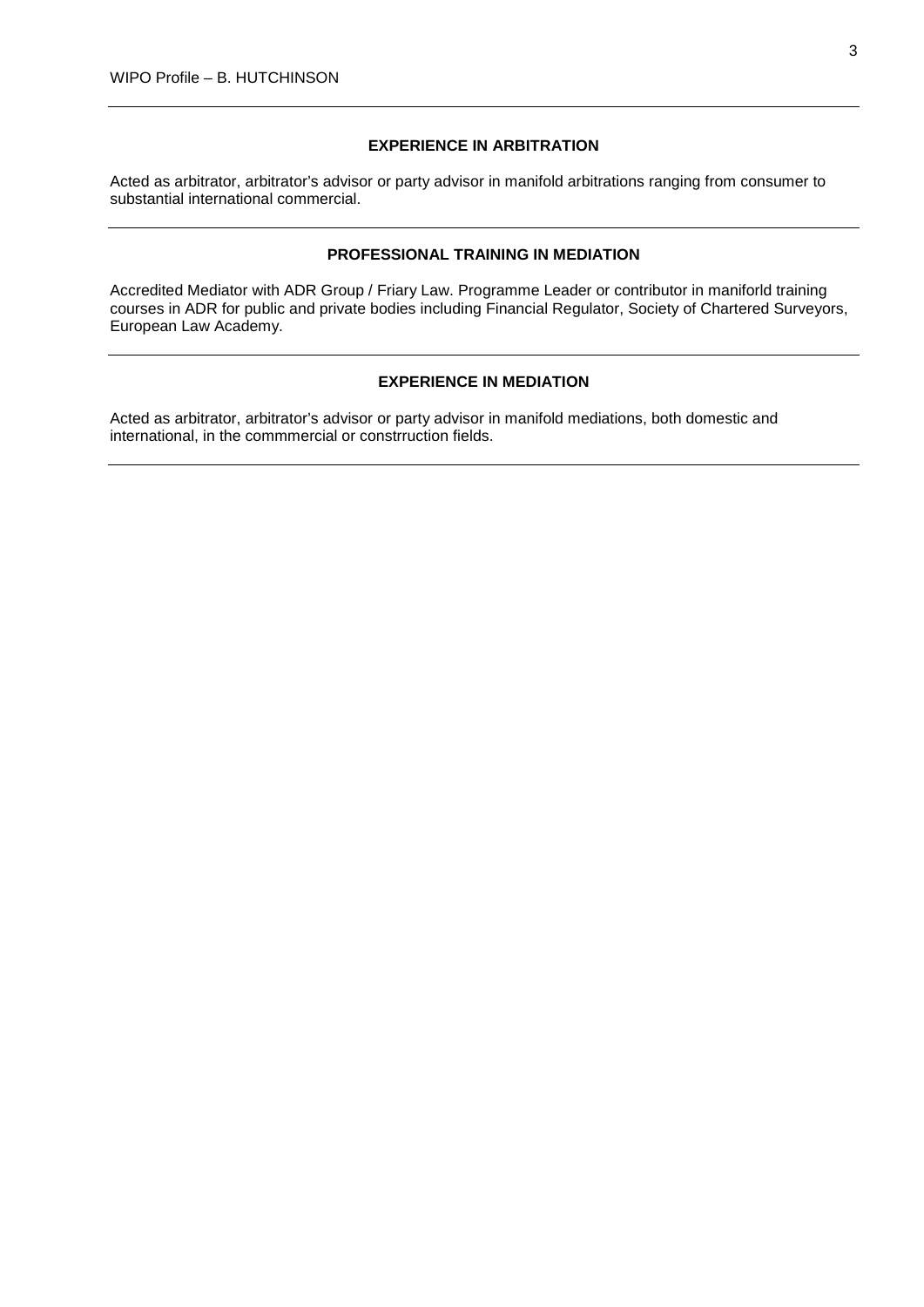## EXPERIENCE IN ARBITRATION

Acted as arbitrator, arbitrator's advisor or party advisor in manifold arbitrations ranging from consumer to substantial international commercial.

## PROFESSIONAL TRAINING IN MEDIATION

Accredited Mediator with ADR Group / Friary Law. Programme Leader or contributor in maniforld training courses in ADR for public and private bodies including Financial Regulator, Society of Chartered Surveyors, European Law Academy.

## EXPERIENCE IN MEDIATION

Acted as arbitrator, arbitrator's advisor or party advisor in manifold mediations, both domestic and international, in the commmercial or constrruction fields.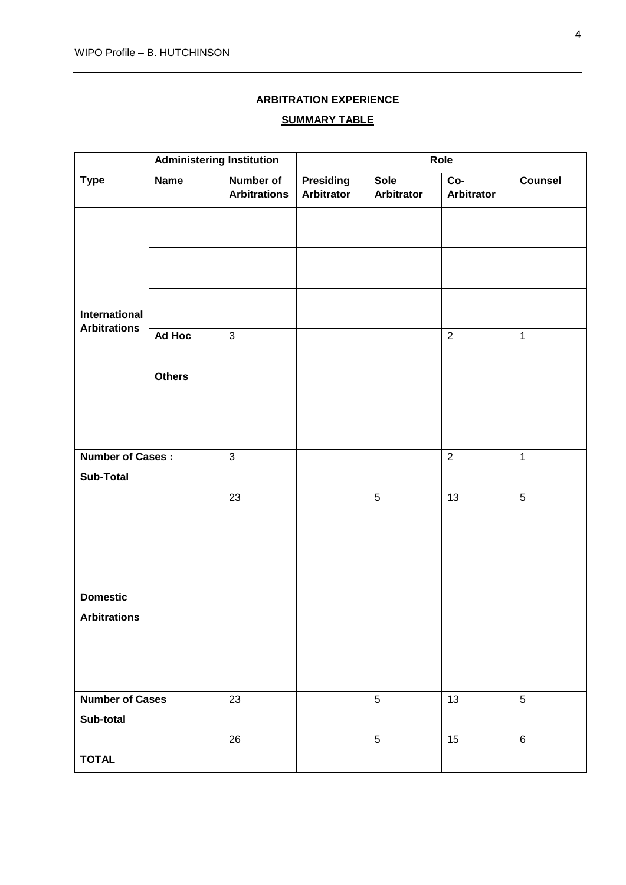**ARBITRATION EXPERIENCE**

**SUMMARY TABLE**

| Type | Administering Institution | | Role | | | |
|---|---|---|---|---|---|---|
| | **Name** | **Number of Arbitrations** | **Presiding Arbitrator** | **Sole Arbitrator** | **Co-Arbitrator** | **Counsel** |
| **International Arbitrations** | | | | | | |
| | | | | | | |
| | | | | | | |
| | **Ad Hoc** | 3 | | | 2 | 1 |
| | **Others** | | | | | |
| | | | | | | |
| **Number of Cases : Sub-Total** | | 3 | | | 2 | 1 |
| **Domestic Arbitrations** | | 23 | | 5 | 13 | 5 |
| | | | | | | |
| | | | | | | |
| | | | | | | |
| | | | | | | |
| **Number of Cases Sub-total** | | 23 | | 5 | 13 | 5 |
| **TOTAL** | | 26 | | 5 | 15 | 6 |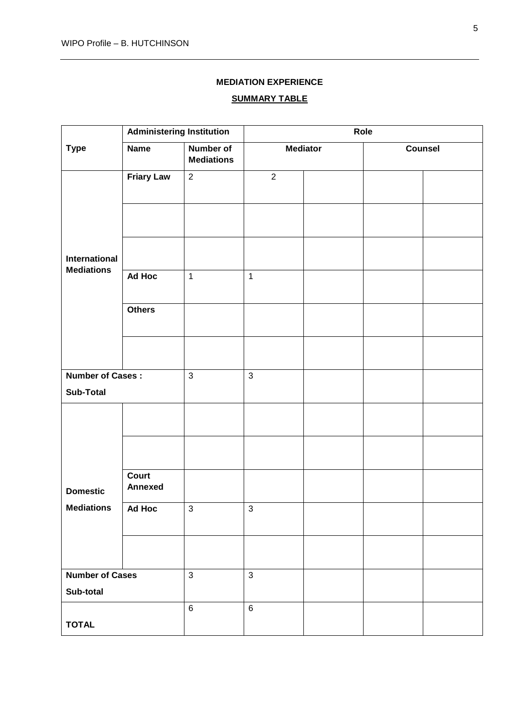**MEDIATION EXPERIENCE**

**SUMMARY TABLE**

| Type | Administering Institution | | Role | | | |
|---|---|---|---|---|---|---|
| | **Name** | **Number of Mediations** | **Mediator** | | **Counsel** | |
| **International Mediations** | **Friary Law** | 2 | 2 | | | |
| | | | | | | |
| | | | | | | |
| | **Ad Hoc** | 1 | 1 | | | |
| | **Others** | | | | | |
| | | | | | | |
| **Number of Cases : Sub-Total** | | 3 | 3 | | | |
| **Domestic Mediations** | | | | | | |
| | | | | | | |
| | **Court Annexed** | | | | | |
| | **Ad Hoc** | 3 | 3 | | | |
| | | | | | | |
| **Number of Cases Sub-total** | | 3 | 3 | | | |
| **TOTAL** | | 6 | 6 | | | |